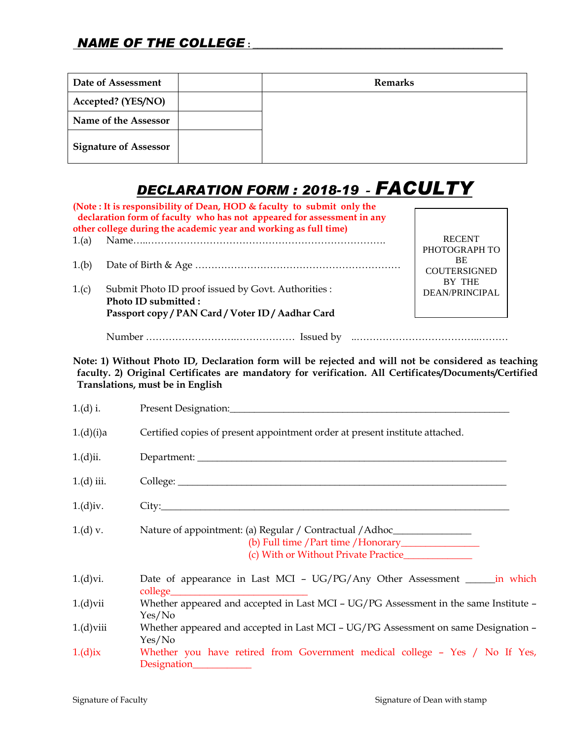## NAME OF THE COLLEGE : ___________________________________________

| Date of Assessment | | Remarks |
|---|---|---|
| Accepted? (YES/NO) | | |
| Name of the Assessor | | |
| Signature of Assessor | | |

# DECLARATION FORM : 2018-19 - FACULTY

**(Note : It is responsibility of Dean, HOD & faculty to submit only the declaration form of faculty who has not appeared for assessment in any other college during the academic year and working as full time)**

RECENT PHOTOGRAPH TO BE COUTERSIGNED BY THE DEAN/PRINCIPAL

1.(a) Name…..…………………………………………………………….

1.(b) Date of Birth & Age ……………………………………………………

1.(c) Submit Photo ID proof issued by Govt. Authorities :
**Photo ID submitted :**
**Passport copy / PAN Card / Voter ID / Aadhar Card**

Number ………………………..……………… Issued by ..……………………………..………

**Note: 1) Without Photo ID, Declaration form will be rejected and will not be considered as teaching faculty. 2) Original Certificates are mandatory for verification. All Certificates/Documents/Certified Translations, must be in English**

1.(d) i. Present Designation:___________________________________________________

1.(d)(i)a Certified copies of present appointment order at present institute attached.

1.(d)ii. Department: _________________________________________________________

1.(d) iii. College: ____________________________________________________________

1.(d)iv. City:_________________________________________________________________

1.(d) v. Nature of appointment: (a) Regular / Contractual /Adhoc_______________
(b) Full time /Part time /Honorary________________
(c) With or Without Private Practice______________

1.(d)vi. Date of appearance in Last MCI – UG/PG/Any Other Assessment ______in which college__________________________

1.(d)vii Whether appeared and accepted in Last MCI – UG/PG Assessment in the same Institute – Yes/No

1.(d)viii Whether appeared and accepted in Last MCI – UG/PG Assessment on same Designation – Yes/No

1.(d)ix Whether you have retired from Government medical college – Yes / No If Yes, Designation____________

Signature of Faculty                                                    Signature of Dean with stamp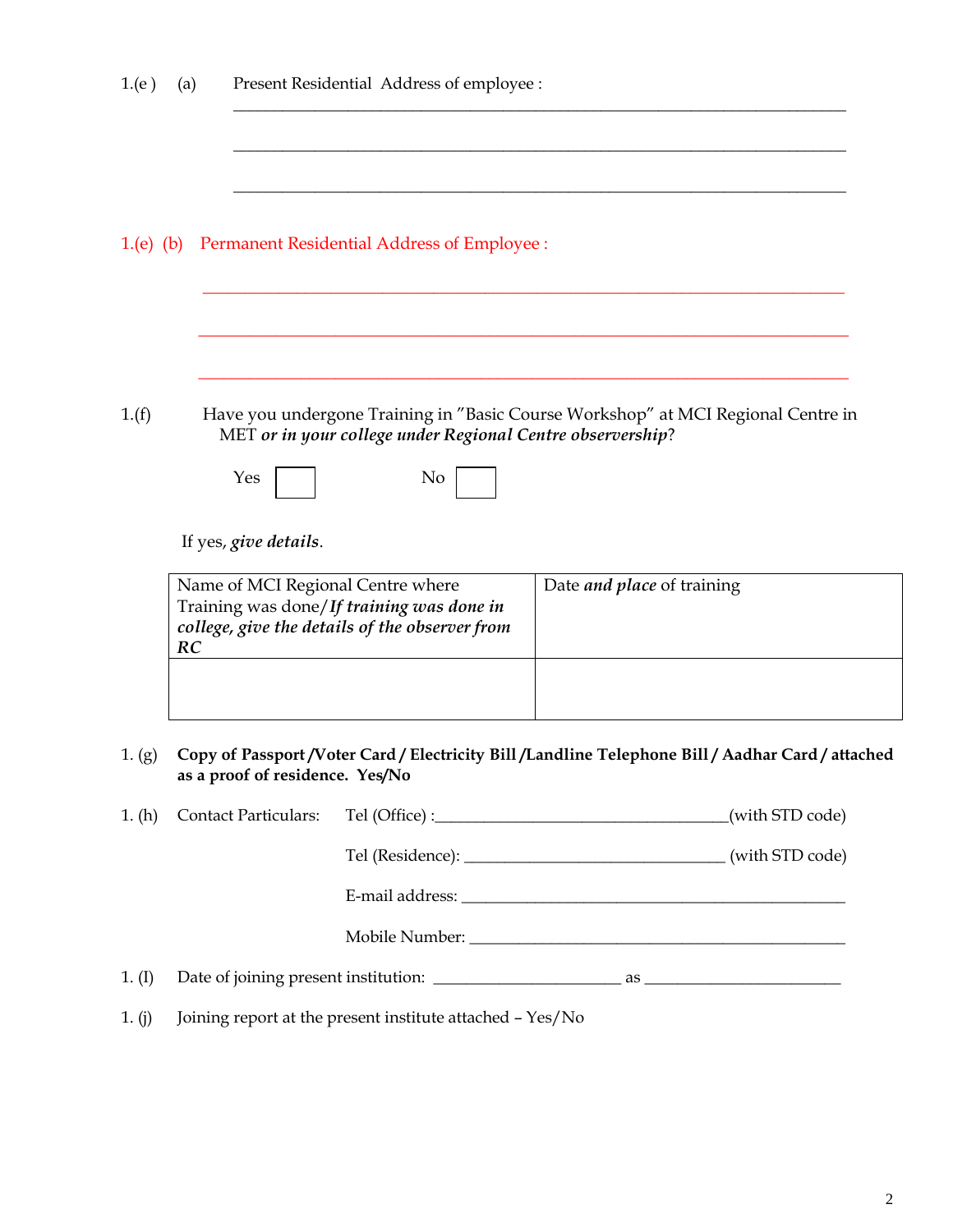1.(e ) (a) Present Residential Address of employee :

\_\_\_\_\_\_\_\_\_\_\_\_\_\_\_\_\_\_\_\_\_\_\_\_\_\_\_\_\_\_\_\_\_\_\_\_\_\_\_\_\_\_\_\_\_\_\_\_\_\_\_\_\_\_\_\_\_\_\_\_\_\_\_\_\_\_

\_\_\_\_\_\_\_\_\_\_\_\_\_\_\_\_\_\_\_\_\_\_\_\_\_\_\_\_\_\_\_\_\_\_\_\_\_\_\_\_\_\_\_\_\_\_\_\_\_\_\_\_\_\_\_\_\_\_\_\_\_\_\_\_\_\_

\_\_\_\_\_\_\_\_\_\_\_\_\_\_\_\_\_\_\_\_\_\_\_\_\_\_\_\_\_\_\_\_\_\_\_\_\_\_\_\_\_\_\_\_\_\_\_\_\_\_\_\_\_\_\_\_\_\_\_\_\_\_\_\_\_\_

1.(e) (b) Permanent Residential Address of Employee :

\_\_\_\_\_\_\_\_\_\_\_\_\_\_\_\_\_\_\_\_\_\_\_\_\_\_\_\_\_\_\_\_\_\_\_\_\_\_\_\_\_\_\_\_\_\_\_\_\_\_\_\_\_\_\_\_\_\_\_\_\_\_\_\_\_\_

\_\_\_\_\_\_\_\_\_\_\_\_\_\_\_\_\_\_\_\_\_\_\_\_\_\_\_\_\_\_\_\_\_\_\_\_\_\_\_\_\_\_\_\_\_\_\_\_\_\_\_\_\_\_\_\_\_\_\_\_\_\_\_\_\_\_

\_\_\_\_\_\_\_\_\_\_\_\_\_\_\_\_\_\_\_\_\_\_\_\_\_\_\_\_\_\_\_\_\_\_\_\_\_\_\_\_\_\_\_\_\_\_\_\_\_\_\_\_\_\_\_\_\_\_\_\_\_\_\_\_\_\_

1.(f) Have you undergone Training in "Basic Course Workshop" at MCI Regional Centre in MET ***or in your college under Regional Centre observership***?

Yes ☐ No ☐

If yes, ***give details***.

| Name of MCI Regional Centre where Training was done/ ***If training was done in college, give the details of the observer from RC*** | Date ***and place*** of training |
|---|---|
| | |

1. (g) **Copy of Passport /Voter Card / Electricity Bill /Landline Telephone Bill / Aadhar Card / attached as a proof of residence. Yes/No**

1. (h) Contact Particulars: Tel (Office) :\_\_\_\_\_\_\_\_\_\_\_\_\_\_\_\_\_\_\_\_\_\_\_\_\_\_\_\_\_\_\_\_(with STD code)

Tel (Residence): \_\_\_\_\_\_\_\_\_\_\_\_\_\_\_\_\_\_\_\_\_\_\_\_\_\_\_\_\_\_ (with STD code)

E-mail address: \_\_\_\_\_\_\_\_\_\_\_\_\_\_\_\_\_\_\_\_\_\_\_\_\_\_\_\_\_\_\_\_\_\_\_\_\_\_\_\_\_\_\_\_

Mobile Number: \_\_\_\_\_\_\_\_\_\_\_\_\_\_\_\_\_\_\_\_\_\_\_\_\_\_\_\_\_\_\_\_\_\_\_\_\_\_\_\_\_\_\_\_

1. (I) Date of joining present institution: \_\_\_\_\_\_\_\_\_\_\_\_\_\_\_\_\_\_\_\_\_\_ as \_\_\_\_\_\_\_\_\_\_\_\_\_\_\_\_\_\_\_\_\_\_\_

1. (j) Joining report at the present institute attached – Yes/No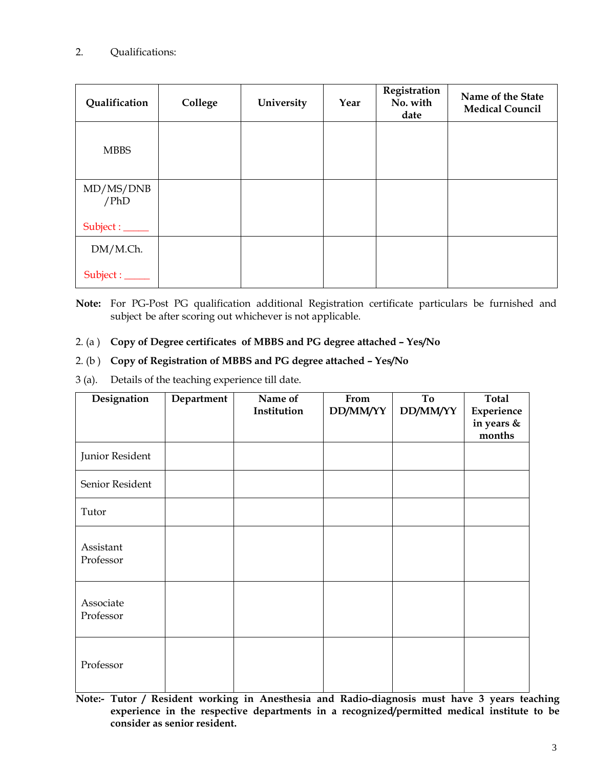2. Qualifications:

| Qualification | College | University | Year | Registration No. with date | Name of the State Medical Council |
|---|---|---|---|---|---|
| MBBS | | | | | |
| MD/MS/DNB /PhD<br><br>Subject : _____ | | | | | |
| DM/M.Ch.<br><br>Subject : _____ | | | | | |

**Note:** For PG-Post PG qualification additional Registration certificate particulars be furnished and subject be after scoring out whichever is not applicable.

2. (a ) **Copy of Degree certificates of MBBS and PG degree attached – Yes/No**

2. (b ) **Copy of Registration of MBBS and PG degree attached – Yes/No**

3 (a). Details of the teaching experience till date.

| Designation | Department | Name of Institution | From DD/MM/YY | To DD/MM/YY | Total Experience in years & months |
|---|---|---|---|---|---|
| Junior Resident | | | | | |
| Senior Resident | | | | | |
| Tutor | | | | | |
| Assistant Professor | | | | | |
| Associate Professor | | | | | |
| Professor | | | | | |

**Note:- Tutor / Resident working in Anesthesia and Radio-diagnosis must have 3 years teaching experience in the respective departments in a recognized/permitted medical institute to be consider as senior resident.**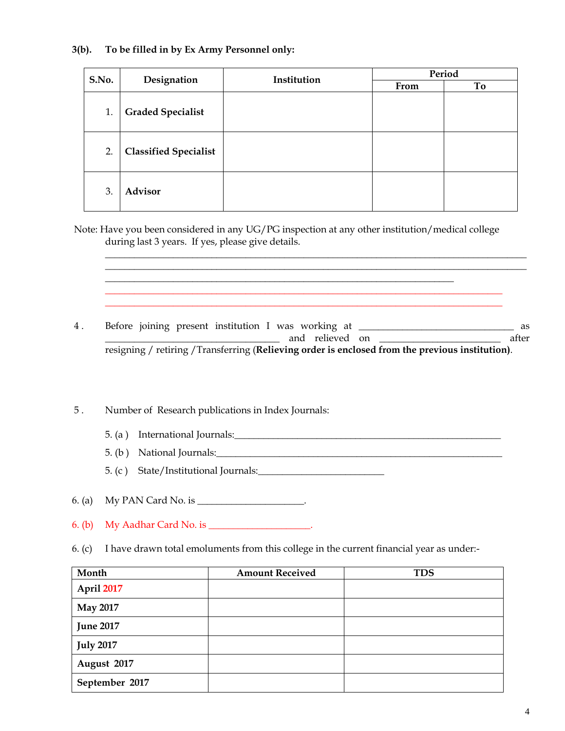**3(b). To be filled in by Ex Army Personnel only:**

| S.No. | Designation | Institution | Period | |
|---|---|---|---|---|
| | | | From | To |
| 1. | **Graded Specialist** | | | |
| 2. | **Classified Specialist** | | | |
| 3. | **Advisor** | | | |

Note: Have you been considered in any UG/PG inspection at any other institution/medical college during last 3 years. If yes, please give details.

_______________________________________________________________________________

_______________________________________________________________________________

_____________________________________________________________________

_______________________________________________________________________________

_______________________________________________________________________________

4 . Before joining present institution I was working at ______________________________ as __________________________________ and relieved on _______________________ after resigning / retiring /Transferring (**Relieving order is enclosed from the previous institution)**.

5 . Number of Research publications in Index Journals:

5. (a ) International Journals:____________________________________________________

5. (b ) National Journals:_______________________________________________________

5. (c ) State/Institutional Journals:_________________________

6. (a) My PAN Card No. is ____________________.

6. (b) My Aadhar Card No. is ___________________.

6. (c) I have drawn total emoluments from this college in the current financial year as under:-

| Month | Amount Received | TDS |
|---|---|---|
| **April 2017** | | |
| **May 2017** | | |
| **June 2017** | | |
| **July 2017** | | |
| **August 2017** | | |
| **September 2017** | | |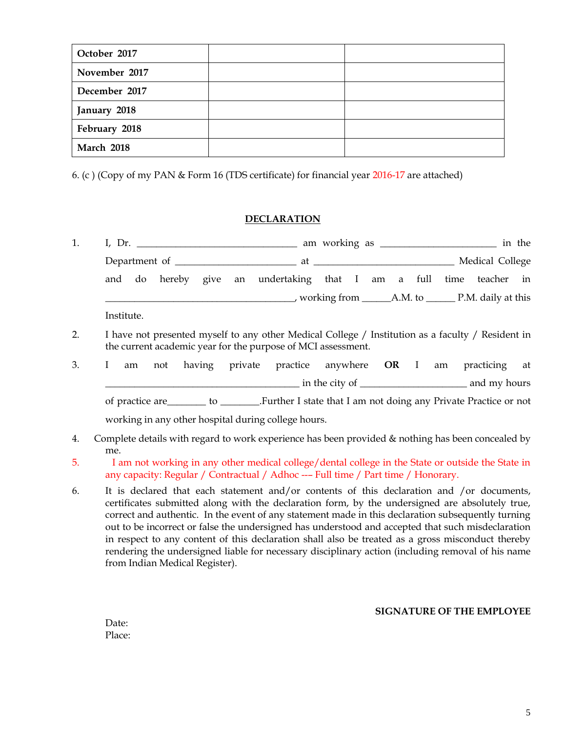| October 2017 | | |
|---|---|---|
| November 2017 | | |
| December 2017 | | |
| January 2018 | | |
| February 2018 | | |
| March 2018 | | |

6. (c ) (Copy of my PAN & Form 16 (TDS certificate) for financial year 2016-17 are attached)

## DECLARATION

1. I, Dr. ________________________________ am working as ______________________ in the Department of ________________________ at ____________________________ Medical College and do hereby give an undertaking that I am a full time teacher in _____________________________________, working from ______A.M. to ______ P.M. daily at this Institute.

2. I have not presented myself to any other Medical College / Institution as a faculty / Resident in the current academic year for the purpose of MCI assessment.

3. I am not having private practice anywhere **OR** I am practicing at ______________________________________ in the city of _____________________ and my hours of practice are_______ to _______.Further I state that I am not doing any Private Practice or not working in any other hospital during college hours.

4. Complete details with regard to work experience has been provided & nothing has been concealed by me.

5. I am not working in any other medical college/dental college in the State or outside the State in any capacity: Regular / Contractual / Adhoc --- Full time / Part time / Honorary.

6. It is declared that each statement and/or contents of this declaration and /or documents, certificates submitted along with the declaration form, by the undersigned are absolutely true, correct and authentic. In the event of any statement made in this declaration subsequently turning out to be incorrect or false the undersigned has understood and accepted that such misdeclaration in respect to any content of this declaration shall also be treated as a gross misconduct thereby rendering the undersigned liable for necessary disciplinary action (including removal of his name from Indian Medical Register).

**SIGNATURE OF THE EMPLOYEE**

Date:
Place: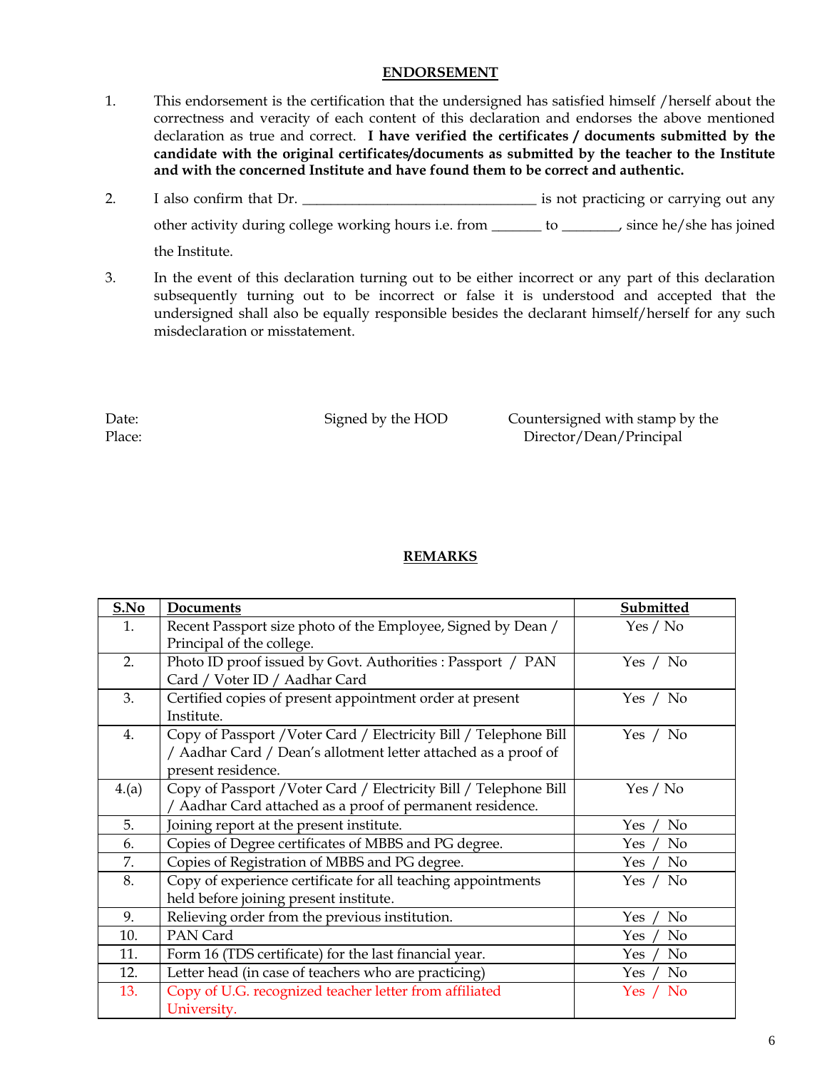## ENDORSEMENT

1. This endorsement is the certification that the undersigned has satisfied himself /herself about the correctness and veracity of each content of this declaration and endorses the above mentioned declaration as true and correct. **I have verified the certificates / documents submitted by the candidate with the original certificates/documents as submitted by the teacher to the Institute and with the concerned Institute and have found them to be correct and authentic.**

2. I also confirm that Dr. ________________________________ is not practicing or carrying out any other activity during college working hours i.e. from _______ to ________, since he/she has joined the Institute.

3. In the event of this declaration turning out to be either incorrect or any part of this declaration subsequently turning out to be incorrect or false it is understood and accepted that the undersigned shall also be equally responsible besides the declarant himself/herself for any such misdeclaration or misstatement.

Date: Signed by the HOD Countersigned with stamp by the Director/Dean/Principal

Place:

## REMARKS

| S.No | Documents | Submitted |
|---|---|---|
| 1. | Recent Passport size photo of the Employee, Signed by Dean / Principal of the college. | Yes / No |
| 2. | Photo ID proof issued by Govt. Authorities : Passport / PAN Card / Voter ID / Aadhar Card | Yes / No |
| 3. | Certified copies of present appointment order at present Institute. | Yes / No |
| 4. | Copy of Passport /Voter Card / Electricity Bill / Telephone Bill / Aadhar Card / Dean's allotment letter attached as a proof of present residence. | Yes / No |
| 4.(a) | Copy of Passport /Voter Card / Electricity Bill / Telephone Bill / Aadhar Card attached as a proof of permanent residence. | Yes / No |
| 5. | Joining report at the present institute. | Yes / No |
| 6. | Copies of Degree certificates of MBBS and PG degree. | Yes / No |
| 7. | Copies of Registration of MBBS and PG degree. | Yes / No |
| 8. | Copy of experience certificate for all teaching appointments held before joining present institute. | Yes / No |
| 9. | Relieving order from the previous institution. | Yes / No |
| 10. | PAN Card | Yes / No |
| 11. | Form 16 (TDS certificate) for the last financial year. | Yes / No |
| 12. | Letter head (in case of teachers who are practicing) | Yes / No |
| 13. | Copy of U.G. recognized teacher letter from affiliated University. | Yes / No |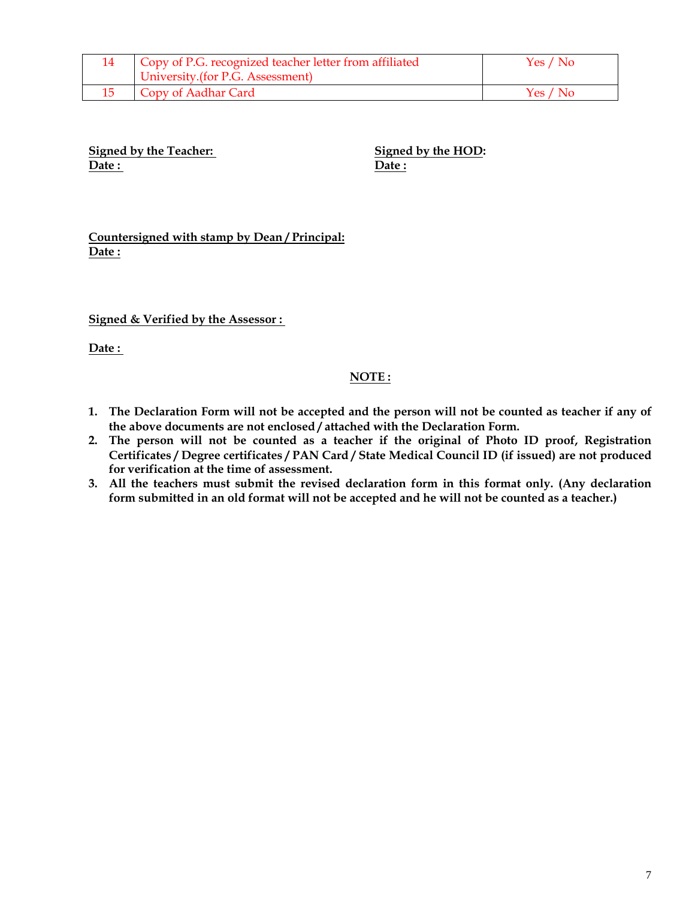| | | |
|---|---|---|
| 14 | Copy of P.G. recognized teacher letter from affiliated University.(for P.G. Assessment) | Yes / No |
| 15 | Copy of Aadhar Card | Yes / No |

**Signed by the Teacher:**
**Date :**

**Signed by the HOD:**
**Date :**

**Countersigned with stamp by Dean / Principal:**
**Date :**

**Signed & Verified by the Assessor :**

**Date :**

**NOTE :**

1. **The Declaration Form will not be accepted and the person will not be counted as teacher if any of the above documents are not enclosed / attached with the Declaration Form.**
2. **The person will not be counted as a teacher if the original of Photo ID proof, Registration Certificates / Degree certificates / PAN Card / State Medical Council ID (if issued) are not produced for verification at the time of assessment.**
3. **All the teachers must submit the revised declaration form in this format only. (Any declaration form submitted in an old format will not be accepted and he will not be counted as a teacher.)**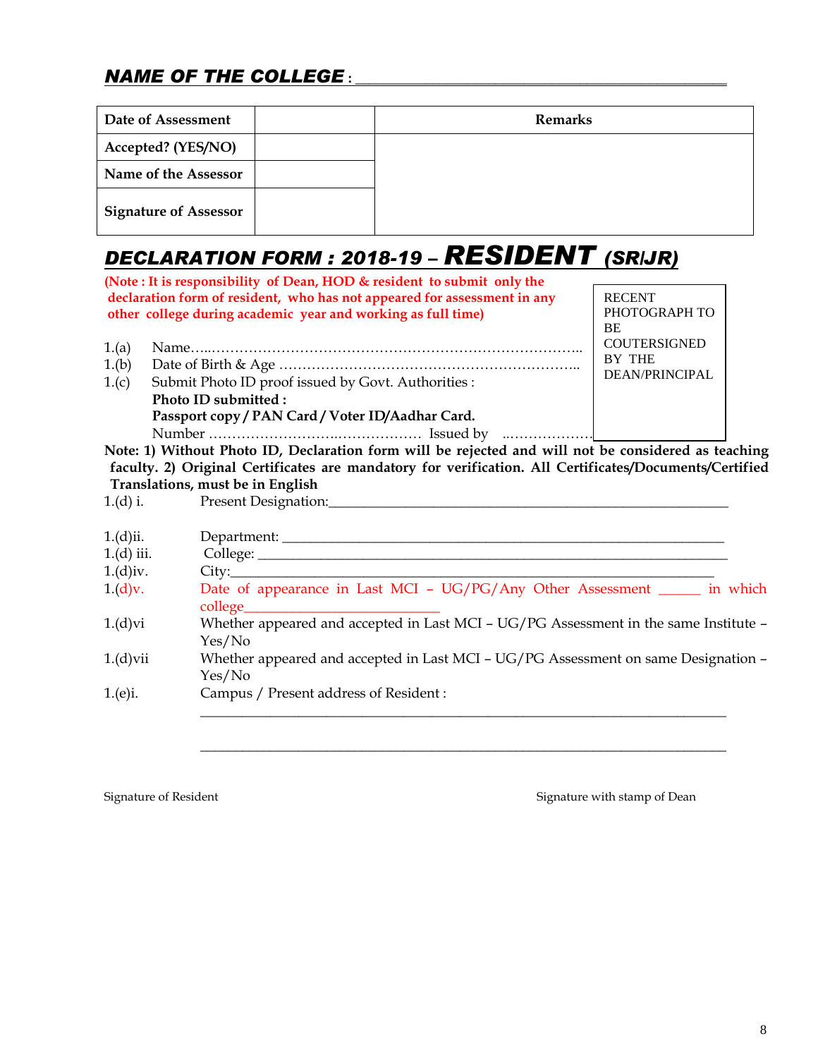## *NAME OF THE COLLEGE* : ______________________________________________

| Date of Assessment | | Remarks |
|---|---|---|
| Accepted? (YES/NO) | | |
| Name of the Assessor | | |
| Signature of Assessor | | |

## *DECLARATION FORM : 2018-19 – RESIDENT (SR/JR)*

**(Note : It is responsibility of Dean, HOD & resident to submit only the declaration form of resident, who has not appeared for assessment in any other college during academic year and working as full time)**

RECENT PHOTOGRAPH TO BE COUTERSIGNED BY THE DEAN/PRINCIPAL

1.(a) Name…..……………………………………………………………………..

1.(b) Date of Birth & Age ………………………………………………………..

1.(c) Submit Photo ID proof issued by Govt. Authorities :

**Photo ID submitted :**

**Passport copy / PAN Card / Voter ID/Aadhar Card.**

Number ……………………..……………… Issued by ..………………

**Note: 1) Without Photo ID, Declaration form will be rejected and will not be considered as teaching faculty. 2) Original Certificates are mandatory for verification. All Certificates/Documents/Certified Translations, must be in English**

1.(d) i. Present Designation:_______________________________________________________

1.(d)ii. Department: ____________________________________________________________

1.(d) iii. College: _______________________________________________________________

1.(d)iv. City:__________________________________________________________________

1.(d)v. Date of appearance in Last MCI – UG/PG/Any Other Assessment ______ in which college_________________________

1.(d)vi Whether appeared and accepted in Last MCI – UG/PG Assessment in the same Institute – Yes/No

1.(d)vii Whether appeared and accepted in Last MCI – UG/PG Assessment on same Designation – Yes/No

1.(e)i. Campus / Present address of Resident :

_____________________________________________________________________________

_____________________________________________________________________________

Signature of Resident                                                                 Signature with stamp of Dean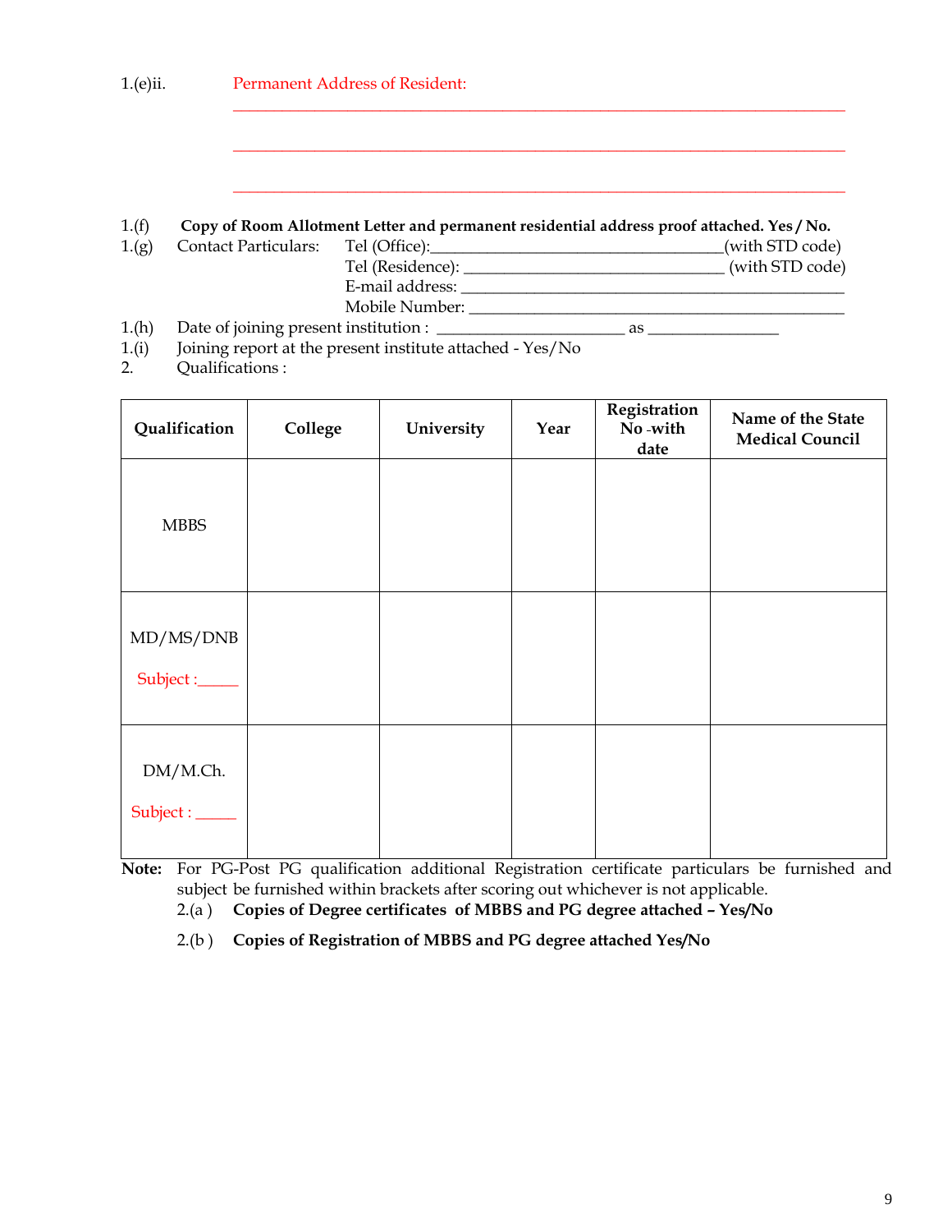1.(e)ii. Permanent Address of Resident:

____________________________________________________________________________

____________________________________________________________________________

____________________________________________________________________________

1.(f) **Copy of Room Allotment Letter and permanent residential address proof attached. Yes / No.**

1.(g) Contact Particulars: Tel (Office):___________________________________(with STD code)

Tel (Residence): _______________________________ (with STD code)

E-mail address: _______________________________________________

Mobile Number: ______________________________________________

1.(h) Date of joining present institution : ______________________ as _______________

1.(i) Joining report at the present institute attached - Yes/No

2. Qualifications :

| Qualification | College | University | Year | Registration No -with date | Name of the State Medical Council |
|---|---|---|---|---|---|
| MBBS | | | | | |
| MD/MS/DNB<br>Subject :_____ | | | | | |
| DM/M.Ch.<br>Subject : _____ | | | | | |

**Note:** For PG-Post PG qualification additional Registration certificate particulars be furnished and subject be furnished within brackets after scoring out whichever is not applicable.

2.(a ) **Copies of Degree certificates of MBBS and PG degree attached – Yes/No**

2.(b ) **Copies of Registration of MBBS and PG degree attached Yes/No**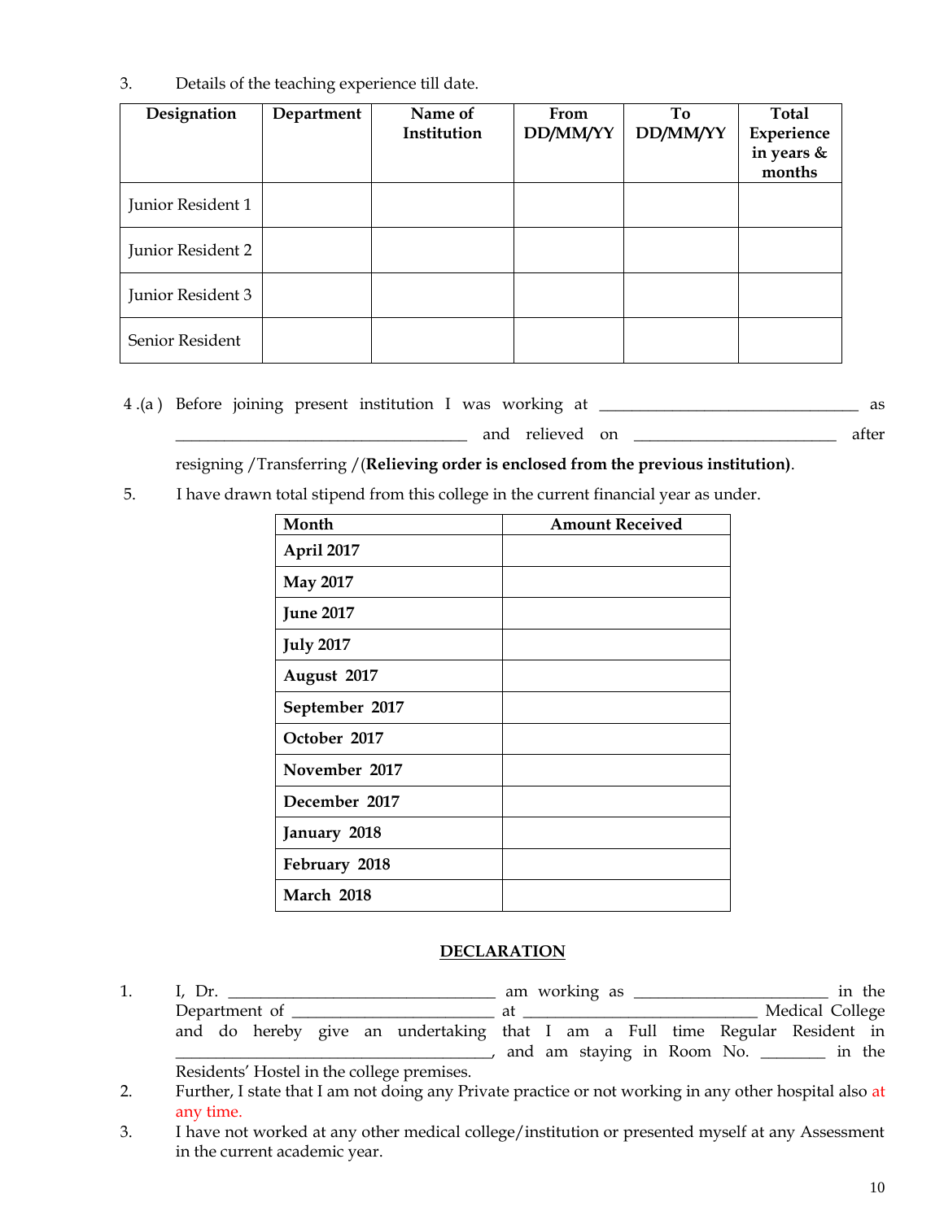3. Details of the teaching experience till date.

| Designation | Department | Name of Institution | From DD/MM/YY | To DD/MM/YY | Total Experience in years & months |
|---|---|---|---|---|---|
| Junior Resident 1 | | | | | |
| Junior Resident 2 | | | | | |
| Junior Resident 3 | | | | | |
| Senior Resident | | | | | |

4 .(a ) Before joining present institution I was working at ________________________________ as ____________________________________ and relieved on _________________________ after resigning /Transferring /(**Relieving order is enclosed from the previous institution)**.

5. I have drawn total stipend from this college in the current financial year as under.

| Month | Amount Received |
|---|---|
| **April 2017** | |
| **May 2017** | |
| **June 2017** | |
| **July 2017** | |
| **August 2017** | |
| **September 2017** | |
| **October 2017** | |
| **November 2017** | |
| **December 2017** | |
| **January 2018** | |
| **February 2018** | |
| **March 2018** | |

## DECLARATION

1. I, Dr. _________________________________ am working as ________________________ in the Department of _________________________ at _____________________________ Medical College and do hereby give an undertaking that I am a Full time Regular Resident in ________________________________________, and am staying in Room No. ________ in the Residents' Hostel in the college premises.
2. Further, I state that I am not doing any Private practice or not working in any other hospital also at any time.
3. I have not worked at any other medical college/institution or presented myself at any Assessment in the current academic year.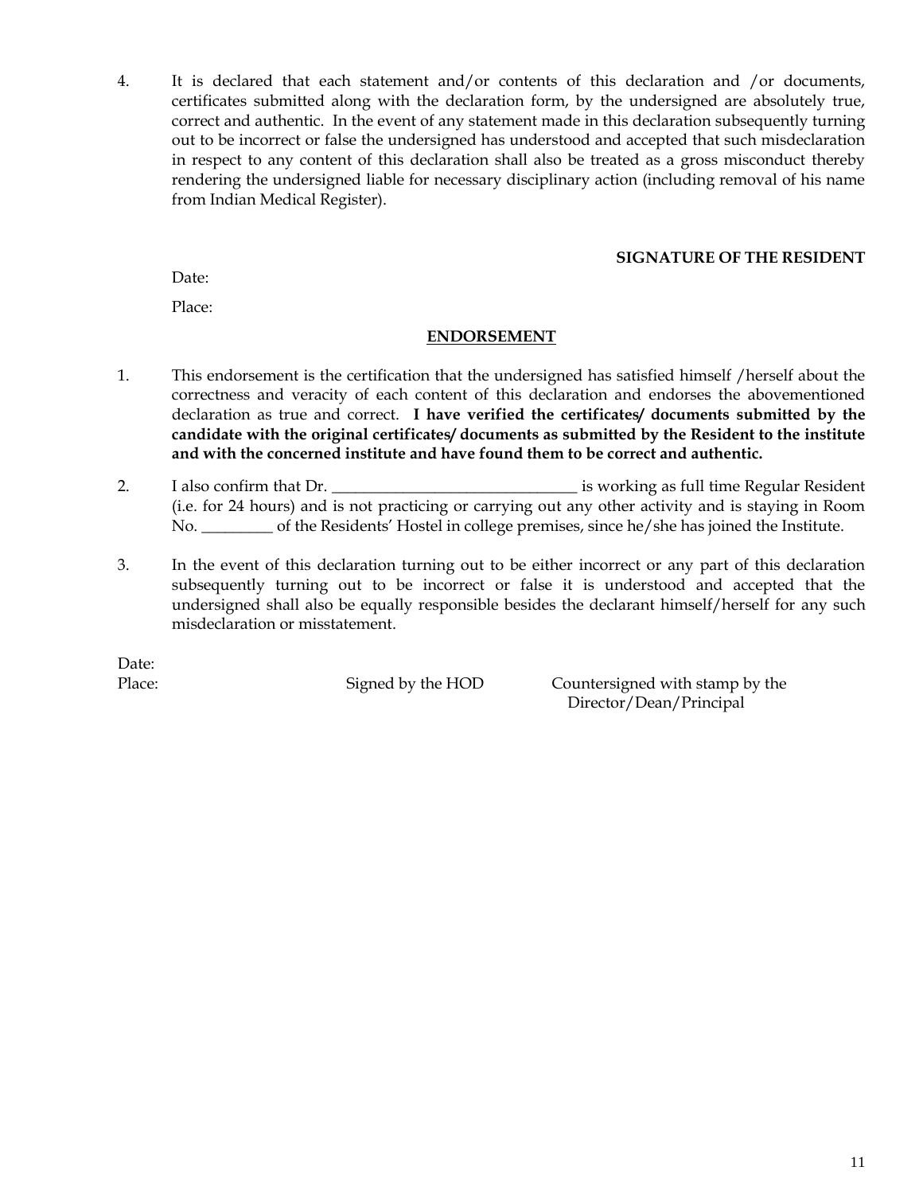4. It is declared that each statement and/or contents of this declaration and /or documents, certificates submitted along with the declaration form, by the undersigned are absolutely true, correct and authentic. In the event of any statement made in this declaration subsequently turning out to be incorrect or false the undersigned has understood and accepted that such misdeclaration in respect to any content of this declaration shall also be treated as a gross misconduct thereby rendering the undersigned liable for necessary disciplinary action (including removal of his name from Indian Medical Register).

**SIGNATURE OF THE RESIDENT**

Date:

Place:

## ENDORSEMENT

1. This endorsement is the certification that the undersigned has satisfied himself /herself about the correctness and veracity of each content of this declaration and endorses the abovementioned declaration as true and correct. **I have verified the certificates/ documents submitted by the candidate with the original certificates/ documents as submitted by the Resident to the institute and with the concerned institute and have found them to be correct and authentic.**

2. I also confirm that Dr. ______________________________ is working as full time Regular Resident (i.e. for 24 hours) and is not practicing or carrying out any other activity and is staying in Room No. _________ of the Residents' Hostel in college premises, since he/she has joined the Institute.

3. In the event of this declaration turning out to be either incorrect or any part of this declaration subsequently turning out to be incorrect or false it is understood and accepted that the undersigned shall also be equally responsible besides the declarant himself/herself for any such misdeclaration or misstatement.

Date:

Place: Signed by the HOD Countersigned with stamp by the Director/Dean/Principal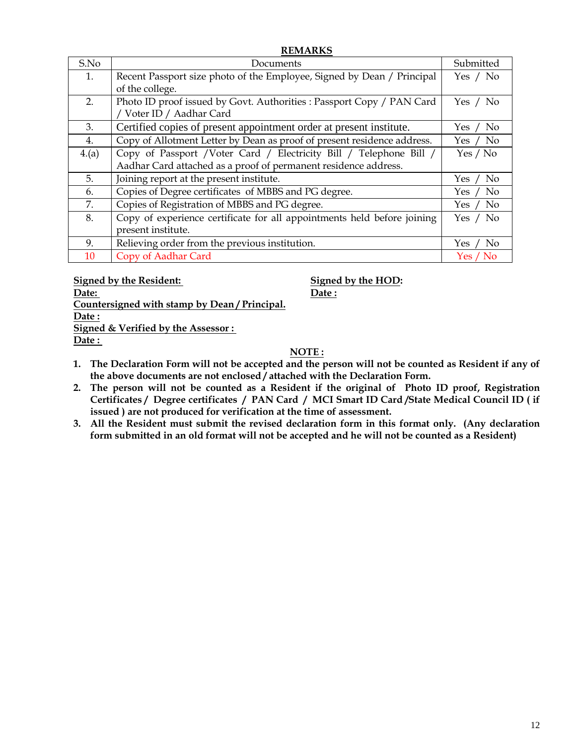## REMARKS

| S.No | Documents | Submitted |
|---|---|---|
| 1. | Recent Passport size photo of the Employee, Signed by Dean / Principal of the college. | Yes / No |
| 2. | Photo ID proof issued by Govt. Authorities : Passport Copy / PAN Card / Voter ID / Aadhar Card | Yes / No |
| 3. | Certified copies of present appointment order at present institute. | Yes / No |
| 4. | Copy of Allotment Letter by Dean as proof of present residence address. | Yes / No |
| 4.(a) | Copy of Passport /Voter Card / Electricity Bill / Telephone Bill / Aadhar Card attached as a proof of permanent residence address. | Yes / No |
| 5. | Joining report at the present institute. | Yes / No |
| 6. | Copies of Degree certificates of MBBS and PG degree. | Yes / No |
| 7. | Copies of Registration of MBBS and PG degree. | Yes / No |
| 8. | Copy of experience certificate for all appointments held before joining present institute. | Yes / No |
| 9. | Relieving order from the previous institution. | Yes / No |
| 10 | Copy of Aadhar Card | Yes / No |

**Signed by the Resident:**

**Date:**

**Signed by the HOD:**

**Date :**

**Countersigned with stamp by Dean / Principal.**

**Date :**

**Signed & Verified by the Assessor :**

**Date :**

**NOTE :**

1. **The Declaration Form will not be accepted and the person will not be counted as Resident if any of the above documents are not enclosed / attached with the Declaration Form.**
2. **The person will not be counted as a Resident if the original of Photo ID proof, Registration Certificates / Degree certificates / PAN Card / MCI Smart ID Card /State Medical Council ID ( if issued ) are not produced for verification at the time of assessment.**
3. **All the Resident must submit the revised declaration form in this format only. (Any declaration form submitted in an old format will not be accepted and he will not be counted as a Resident)**